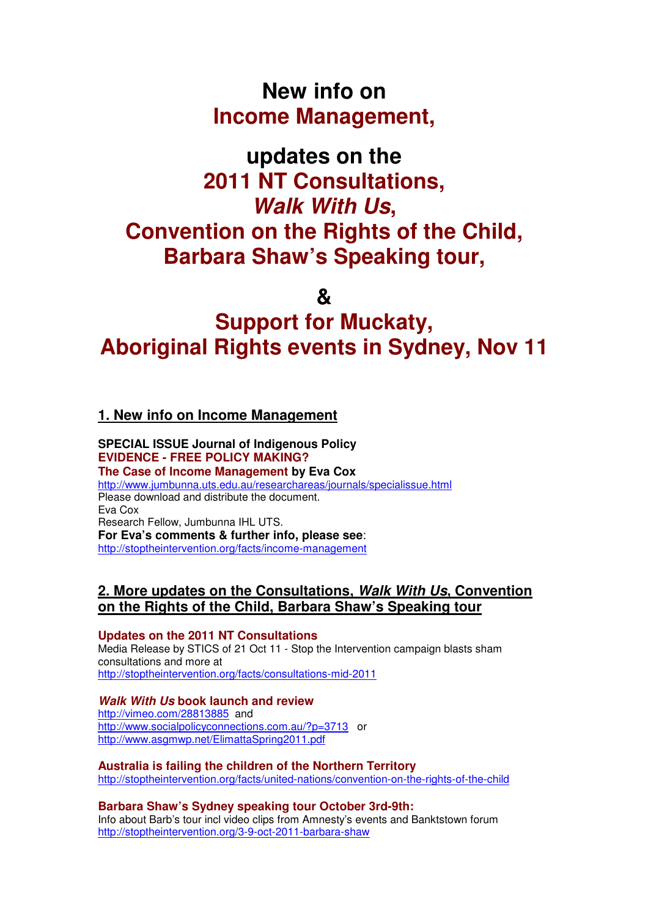# New info on Income Management,

# updates on the 2011 NT Consultations, *Walk With Us*, Convention on the Rights of the Child, Barbara Shaw's Speaking tour,

# &

# Support for Muckaty, Aboriginal Rights events in Sydney, Nov 11

## 1. New info on Income Management

**SPECIAL ISSUE Journal of Indigenous Policy**
**EVIDENCE - FREE POLICY MAKING?**
**The Case of Income Management by Eva Cox**
http://www.jumbunna.uts.edu.au/researchareas/journals/specialissue.html
Please download and distribute the document.
Eva Cox
Research Fellow, Jumbunna IHL UTS.
**For Eva's comments & further info, please see**:
http://stoptheintervention.org/facts/income-management

## 2. More updates on the Consultations, *Walk With Us*, Convention on the Rights of the Child, Barbara Shaw's Speaking tour

**Updates on the 2011 NT Consultations**
Media Release by STICS of 21 Oct 11 - Stop the Intervention campaign blasts sham consultations and more at
http://stoptheintervention.org/facts/consultations-mid-2011

***Walk With Us* book launch and review**
http://vimeo.com/28813885 and
http://www.socialpolicyconnections.com.au/?p=3713 or
http://www.asgmwp.net/ElimattaSpring2011.pdf

**Australia is failing the children of the Northern Territory**
http://stoptheintervention.org/facts/united-nations/convention-on-the-rights-of-the-child

**Barbara Shaw's Sydney speaking tour October 3rd-9th:**
Info about Barb's tour incl video clips from Amnesty's events and Banktstown forum
http://stoptheintervention.org/3-9-oct-2011-barbara-shaw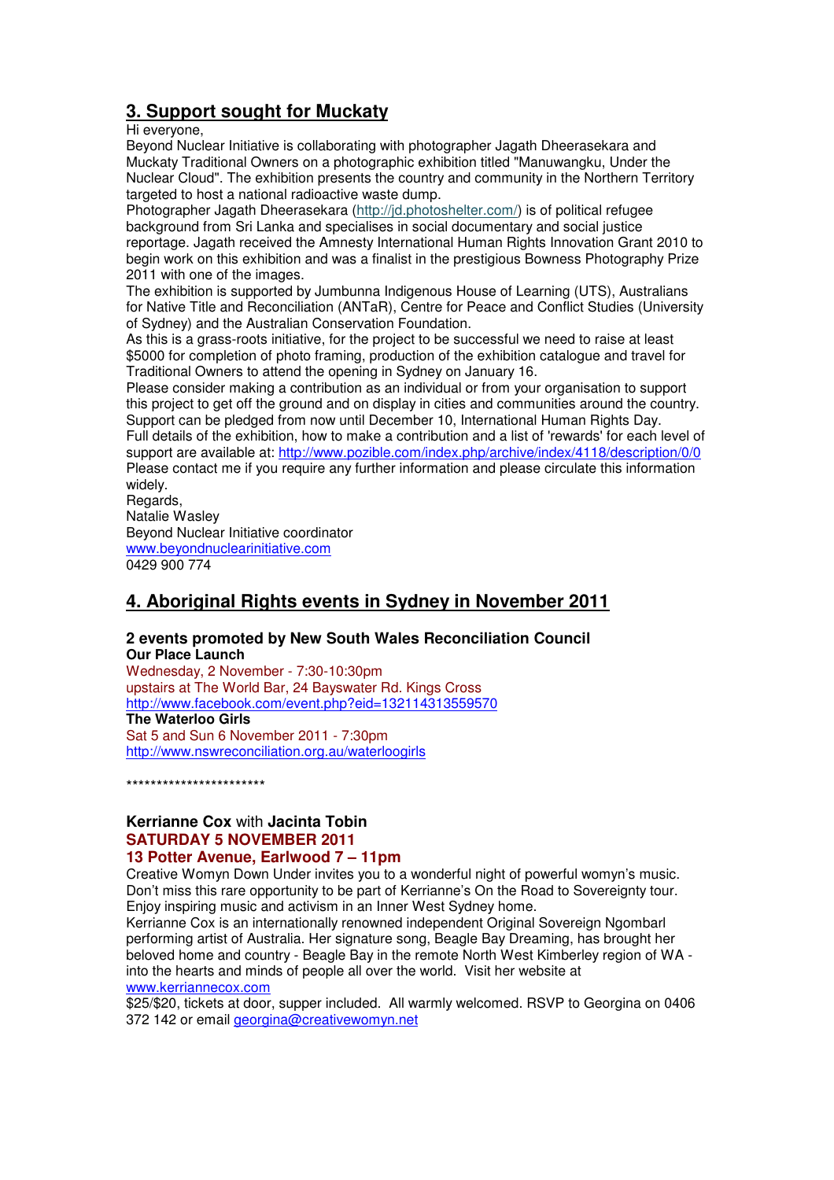## 3. Support sought for Muckaty

Hi everyone,

Beyond Nuclear Initiative is collaborating with photographer Jagath Dheerasekara and Muckaty Traditional Owners on a photographic exhibition titled "Manuwangku, Under the Nuclear Cloud". The exhibition presents the country and community in the Northern Territory targeted to host a national radioactive waste dump.

Photographer Jagath Dheerasekara (http://jd.photoshelter.com/) is of political refugee background from Sri Lanka and specialises in social documentary and social justice reportage. Jagath received the Amnesty International Human Rights Innovation Grant 2010 to begin work on this exhibition and was a finalist in the prestigious Bowness Photography Prize 2011 with one of the images.

The exhibition is supported by Jumbunna Indigenous House of Learning (UTS), Australians for Native Title and Reconciliation (ANTaR), Centre for Peace and Conflict Studies (University of Sydney) and the Australian Conservation Foundation.

As this is a grass-roots initiative, for the project to be successful we need to raise at least $5000 for completion of photo framing, production of the exhibition catalogue and travel for Traditional Owners to attend the opening in Sydney on January 16.

Please consider making a contribution as an individual or from your organisation to support this project to get off the ground and on display in cities and communities around the country. Support can be pledged from now until December 10, International Human Rights Day.

Full details of the exhibition, how to make a contribution and a list of 'rewards' for each level of support are available at: http://www.pozible.com/index.php/archive/index/4118/description/0/0

Please contact me if you require any further information and please circulate this information widely.

Regards,
Natalie Wasley
Beyond Nuclear Initiative coordinator
www.beyondnuclearinitiative.com
0429 900 774

## 4. Aboriginal Rights events in Sydney in November 2011

### 2 events promoted by New South Wales Reconciliation Council

**Our Place Launch**
Wednesday, 2 November - 7:30-10:30pm
upstairs at The World Bar, 24 Bayswater Rd. Kings Cross
http://www.facebook.com/event.php?eid=132114313559570

**The Waterloo Girls**
Sat 5 and Sun 6 November 2011 - 7:30pm
http://www.nswreconciliation.org.au/waterloogirls

***********************

**Kerrianne Cox** with **Jacinta Tobin**
**SATURDAY 5 NOVEMBER 2011**
**13 Potter Avenue, Earlwood 7 – 11pm**

Creative Womyn Down Under invites you to a wonderful night of powerful womyn's music. Don't miss this rare opportunity to be part of Kerrianne's On the Road to Sovereignty tour. Enjoy inspiring music and activism in an Inner West Sydney home.

Kerrianne Cox is an internationally renowned independent Original Sovereign Ngombarl performing artist of Australia. Her signature song, Beagle Bay Dreaming, has brought her beloved home and country - Beagle Bay in the remote North West Kimberley region of WA - into the hearts and minds of people all over the world. Visit her website at www.kerriannecox.com

$25/$20, tickets at door, supper included. All warmly welcomed. RSVP to Georgina on 0406 372 142 or email georgina@creativewomyn.net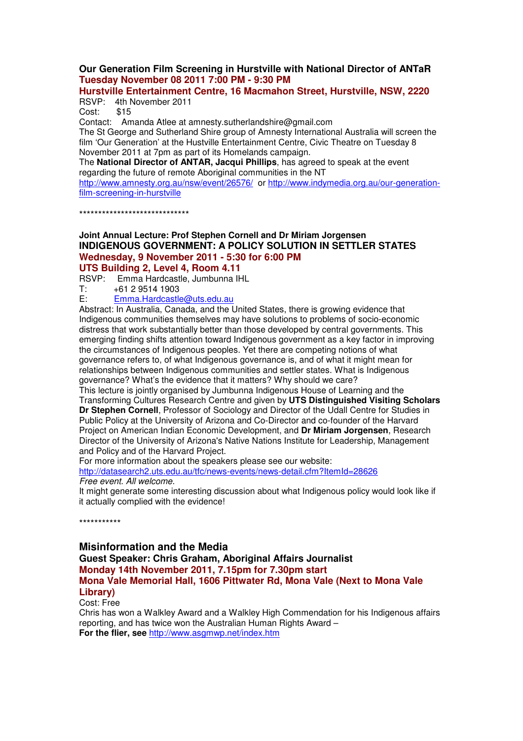### Our Generation Film Screening in Hurstville with National Director of ANTaR

**Tuesday November 08 2011 7:00 PM - 9:30 PM**

**Hurstville Entertainment Centre, 16 Macmahon Street, Hurstville, NSW, 2220**

RSVP: 4th November 2011
Cost: $15
Contact: Amanda Atlee at amnesty.sutherlandshire@gmail.com

The St George and Sutherland Shire group of Amnesty International Australia will screen the film 'Our Generation' at the Hustville Entertainment Centre, Civic Theatre on Tuesday 8 November 2011 at 7pm as part of its Homelands campaign.

The **National Director of ANTAR, Jacqui Phillips**, has agreed to speak at the event regarding the future of remote Aboriginal communities in the NT

http://www.amnesty.org.au/nsw/event/26576/ or http://www.indymedia.org.au/our-generation-film-screening-in-hurstville

*****************************

### Joint Annual Lecture: Prof Stephen Cornell and Dr Miriam Jorgensen

### INDIGENOUS GOVERNMENT: A POLICY SOLUTION IN SETTLER STATES

**Wednesday, 9 November 2011 - 5:30 for 6:00 PM**

**UTS Building 2, Level 4, Room 4.11**

RSVP: Emma Hardcastle, Jumbunna IHL
T: +61 2 9514 1903
E: Emma.Hardcastle@uts.edu.au

Abstract: In Australia, Canada, and the United States, there is growing evidence that Indigenous communities themselves may have solutions to problems of socio-economic distress that work substantially better than those developed by central governments. This emerging finding shifts attention toward Indigenous government as a key factor in improving the circumstances of Indigenous peoples. Yet there are competing notions of what governance refers to, of what Indigenous governance is, and of what it might mean for relationships between Indigenous communities and settler states. What is Indigenous governance? What's the evidence that it matters? Why should we care?

This lecture is jointly organised by Jumbunna Indigenous House of Learning and the Transforming Cultures Research Centre and given by **UTS Distinguished Visiting Scholars Dr Stephen Cornell**, Professor of Sociology and Director of the Udall Centre for Studies in Public Policy at the University of Arizona and Co-Director and co-founder of the Harvard Project on American Indian Economic Development, and **Dr Miriam Jorgensen**, Research Director of the University of Arizona's Native Nations Institute for Leadership, Management and Policy and of the Harvard Project.

For more information about the speakers please see our website:
http://datasearch2.uts.edu.au/tfc/news-events/news-detail.cfm?ItemId=28626

*Free event. All welcome.*

It might generate some interesting discussion about what Indigenous policy would look like if it actually complied with the evidence!

***********

### Misinformation and the Media

**Guest Speaker: Chris Graham, Aboriginal Affairs Journalist**

**Monday 14th November 2011, 7.15pm for 7.30pm start**

**Mona Vale Memorial Hall, 1606 Pittwater Rd, Mona Vale (Next to Mona Vale Library)**

Cost: Free

Chris has won a Walkley Award and a Walkley High Commendation for his Indigenous affairs reporting, and has twice won the Australian Human Rights Award –

**For the flier, see** http://www.asgmwp.net/index.htm